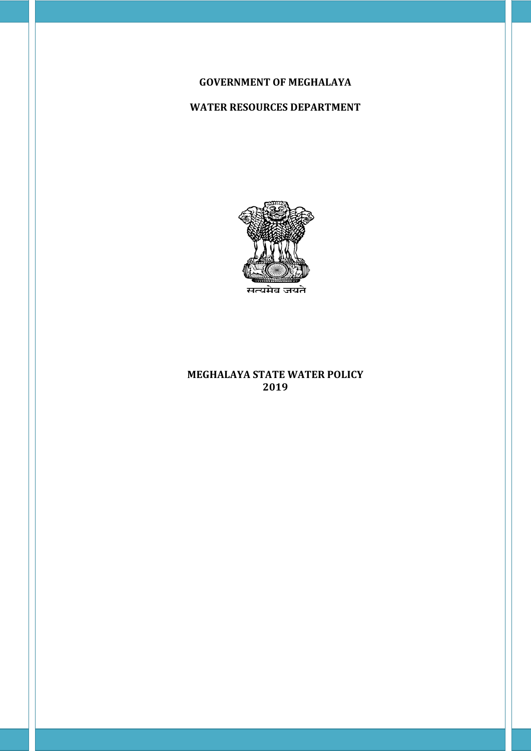**GOVERNMENT OF MEGHALAYA**

**WATER RESOURCES DEPARTMENT**

सत्यमेव जयते

# MEGHALAYA STATE WATER POLICY 2019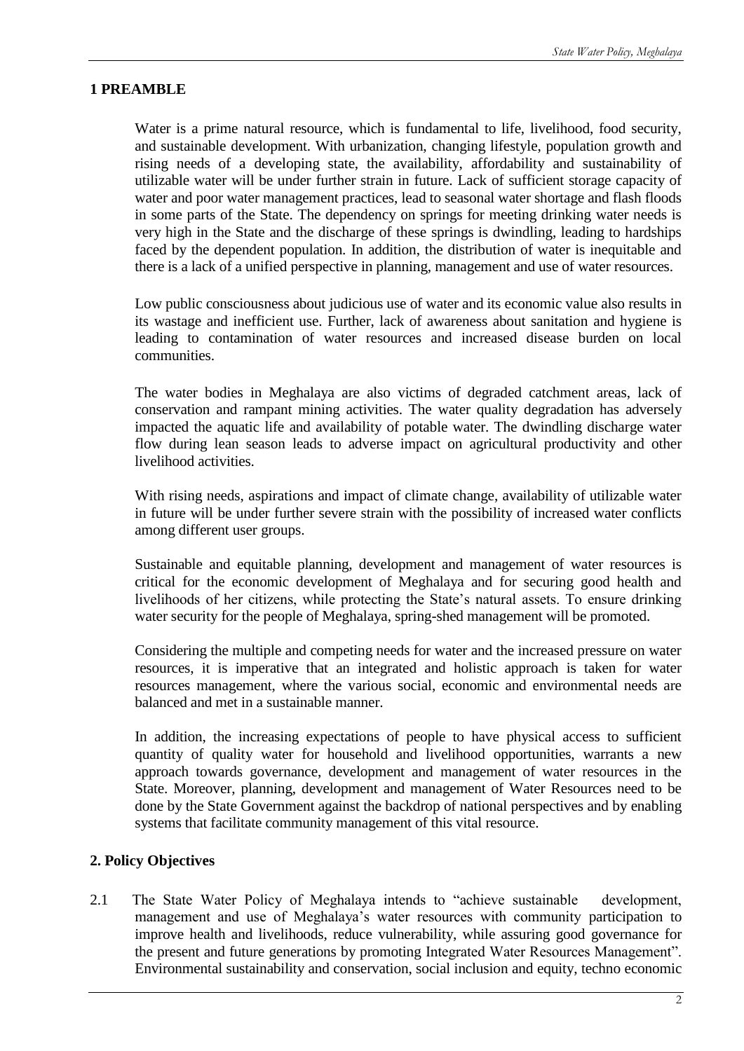## 1 PREAMBLE

Water is a prime natural resource, which is fundamental to life, livelihood, food security, and sustainable development. With urbanization, changing lifestyle, population growth and rising needs of a developing state, the availability, affordability and sustainability of utilizable water will be under further strain in future. Lack of sufficient storage capacity of water and poor water management practices, lead to seasonal water shortage and flash floods in some parts of the State. The dependency on springs for meeting drinking water needs is very high in the State and the discharge of these springs is dwindling, leading to hardships faced by the dependent population. In addition, the distribution of water is inequitable and there is a lack of a unified perspective in planning, management and use of water resources.

Low public consciousness about judicious use of water and its economic value also results in its wastage and inefficient use. Further, lack of awareness about sanitation and hygiene is leading to contamination of water resources and increased disease burden on local communities.

The water bodies in Meghalaya are also victims of degraded catchment areas, lack of conservation and rampant mining activities. The water quality degradation has adversely impacted the aquatic life and availability of potable water. The dwindling discharge water flow during lean season leads to adverse impact on agricultural productivity and other livelihood activities.

With rising needs, aspirations and impact of climate change, availability of utilizable water in future will be under further severe strain with the possibility of increased water conflicts among different user groups.

Sustainable and equitable planning, development and management of water resources is critical for the economic development of Meghalaya and for securing good health and livelihoods of her citizens, while protecting the State's natural assets. To ensure drinking water security for the people of Meghalaya, spring-shed management will be promoted.

Considering the multiple and competing needs for water and the increased pressure on water resources, it is imperative that an integrated and holistic approach is taken for water resources management, where the various social, economic and environmental needs are balanced and met in a sustainable manner.

In addition, the increasing expectations of people to have physical access to sufficient quantity of quality water for household and livelihood opportunities, warrants a new approach towards governance, development and management of water resources in the State. Moreover, planning, development and management of Water Resources need to be done by the State Government against the backdrop of national perspectives and by enabling systems that facilitate community management of this vital resource.

## 2. Policy Objectives

2.1 The State Water Policy of Meghalaya intends to "achieve sustainable development, management and use of Meghalaya's water resources with community participation to improve health and livelihoods, reduce vulnerability, while assuring good governance for the present and future generations by promoting Integrated Water Resources Management". Environmental sustainability and conservation, social inclusion and equity, techno economic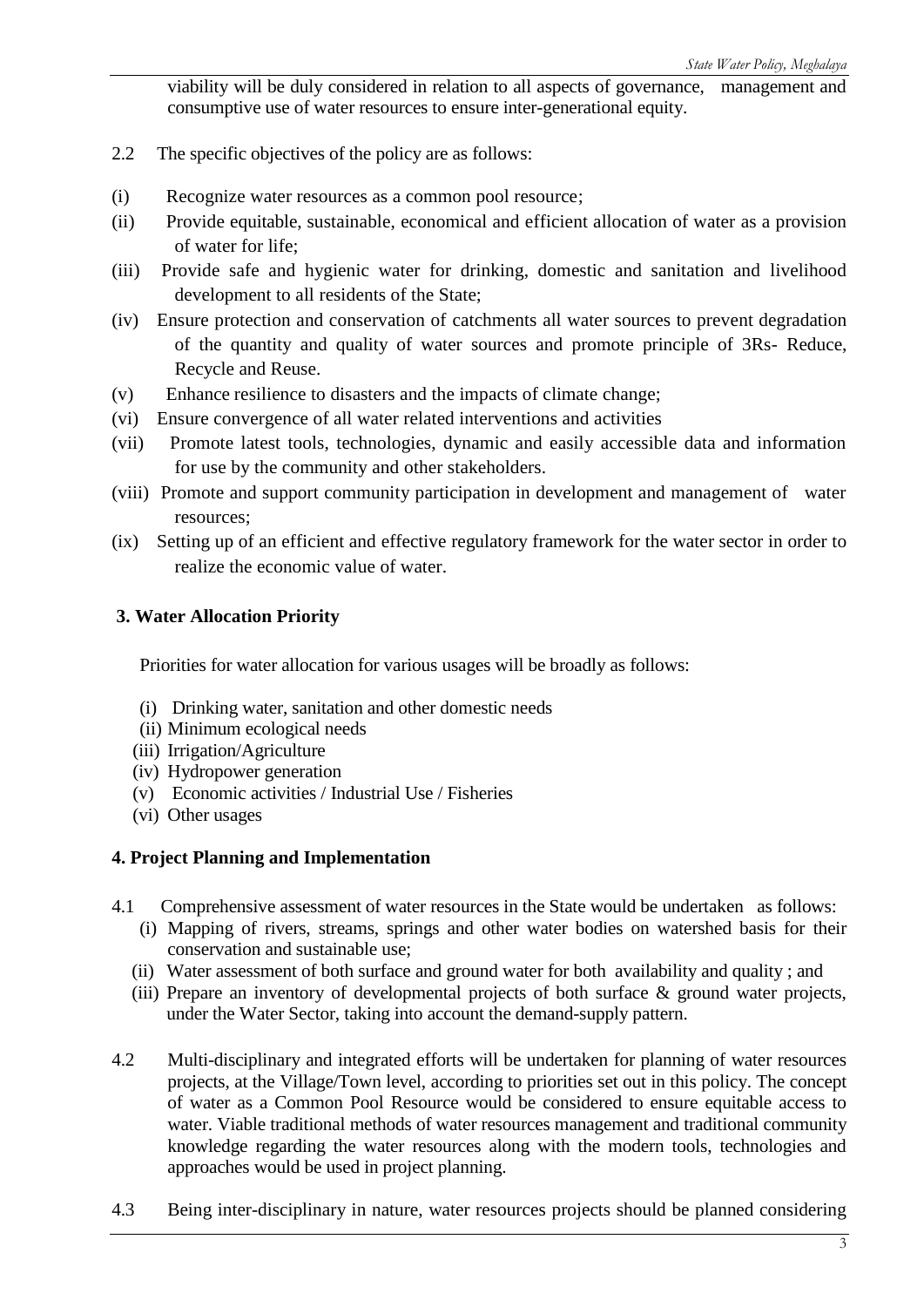viability will be duly considered in relation to all aspects of governance, management and consumptive use of water resources to ensure inter-generational equity.

2.2 The specific objectives of the policy are as follows:

(i) Recognize water resources as a common pool resource;

(ii) Provide equitable, sustainable, economical and efficient allocation of water as a provision of water for life;

(iii) Provide safe and hygienic water for drinking, domestic and sanitation and livelihood development to all residents of the State;

(iv) Ensure protection and conservation of catchments all water sources to prevent degradation of the quantity and quality of water sources and promote principle of 3Rs- Reduce, Recycle and Reuse.

(v) Enhance resilience to disasters and the impacts of climate change;

(vi) Ensure convergence of all water related interventions and activities

(vii) Promote latest tools, technologies, dynamic and easily accessible data and information for use by the community and other stakeholders.

(viii) Promote and support community participation in development and management of water resources;

(ix) Setting up of an efficient and effective regulatory framework for the water sector in order to realize the economic value of water.

## 3. Water Allocation Priority

Priorities for water allocation for various usages will be broadly as follows:

(i) Drinking water, sanitation and other domestic needs

(ii) Minimum ecological needs

(iii) Irrigation/Agriculture

(iv) Hydropower generation

(v) Economic activities / Industrial Use / Fisheries

(vi) Other usages

## 4. Project Planning and Implementation

4.1 Comprehensive assessment of water resources in the State would be undertaken as follows:

(i) Mapping of rivers, streams, springs and other water bodies on watershed basis for their conservation and sustainable use;

(ii) Water assessment of both surface and ground water for both availability and quality ; and

(iii) Prepare an inventory of developmental projects of both surface & ground water projects, under the Water Sector, taking into account the demand-supply pattern.

4.2 Multi-disciplinary and integrated efforts will be undertaken for planning of water resources projects, at the Village/Town level, according to priorities set out in this policy. The concept of water as a Common Pool Resource would be considered to ensure equitable access to water. Viable traditional methods of water resources management and traditional community knowledge regarding the water resources along with the modern tools, technologies and approaches would be used in project planning.

4.3 Being inter-disciplinary in nature, water resources projects should be planned considering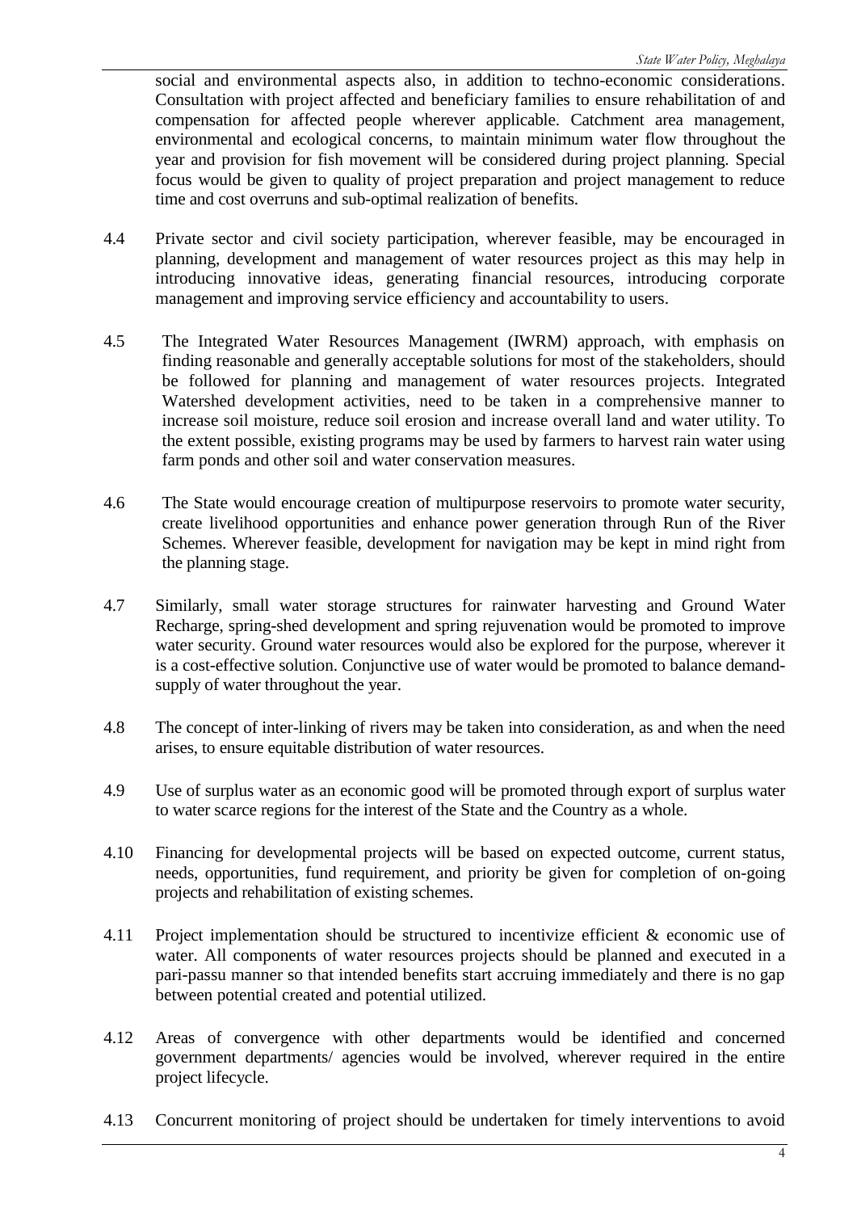social and environmental aspects also, in addition to techno-economic considerations. Consultation with project affected and beneficiary families to ensure rehabilitation of and compensation for affected people wherever applicable. Catchment area management, environmental and ecological concerns, to maintain minimum water flow throughout the year and provision for fish movement will be considered during project planning. Special focus would be given to quality of project preparation and project management to reduce time and cost overruns and sub-optimal realization of benefits.

4.4 Private sector and civil society participation, wherever feasible, may be encouraged in planning, development and management of water resources project as this may help in introducing innovative ideas, generating financial resources, introducing corporate management and improving service efficiency and accountability to users.

4.5 The Integrated Water Resources Management (IWRM) approach, with emphasis on finding reasonable and generally acceptable solutions for most of the stakeholders, should be followed for planning and management of water resources projects. Integrated Watershed development activities, need to be taken in a comprehensive manner to increase soil moisture, reduce soil erosion and increase overall land and water utility. To the extent possible, existing programs may be used by farmers to harvest rain water using farm ponds and other soil and water conservation measures.

4.6 The State would encourage creation of multipurpose reservoirs to promote water security, create livelihood opportunities and enhance power generation through Run of the River Schemes. Wherever feasible, development for navigation may be kept in mind right from the planning stage.

4.7 Similarly, small water storage structures for rainwater harvesting and Ground Water Recharge, spring-shed development and spring rejuvenation would be promoted to improve water security. Ground water resources would also be explored for the purpose, wherever it is a cost-effective solution. Conjunctive use of water would be promoted to balance demand-supply of water throughout the year.

4.8 The concept of inter-linking of rivers may be taken into consideration, as and when the need arises, to ensure equitable distribution of water resources.

4.9 Use of surplus water as an economic good will be promoted through export of surplus water to water scarce regions for the interest of the State and the Country as a whole.

4.10 Financing for developmental projects will be based on expected outcome, current status, needs, opportunities, fund requirement, and priority be given for completion of on-going projects and rehabilitation of existing schemes.

4.11 Project implementation should be structured to incentivize efficient & economic use of water. All components of water resources projects should be planned and executed in a pari-passu manner so that intended benefits start accruing immediately and there is no gap between potential created and potential utilized.

4.12 Areas of convergence with other departments would be identified and concerned government departments/ agencies would be involved, wherever required in the entire project lifecycle.

4.13 Concurrent monitoring of project should be undertaken for timely interventions to avoid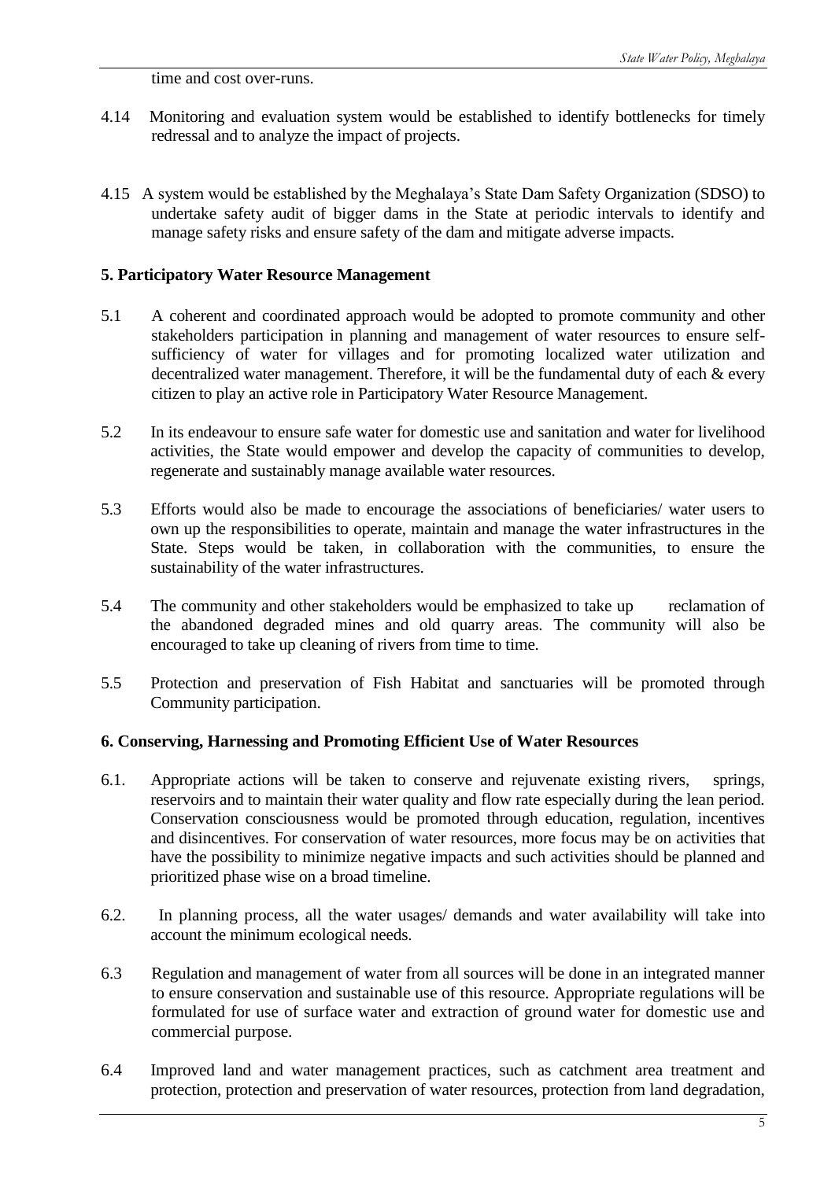time and cost over-runs.

4.14 Monitoring and evaluation system would be established to identify bottlenecks for timely redressal and to analyze the impact of projects.

4.15 A system would be established by the Meghalaya's State Dam Safety Organization (SDSO) to undertake safety audit of bigger dams in the State at periodic intervals to identify and manage safety risks and ensure safety of the dam and mitigate adverse impacts.

## 5. Participatory Water Resource Management

5.1 A coherent and coordinated approach would be adopted to promote community and other stakeholders participation in planning and management of water resources to ensure self-sufficiency of water for villages and for promoting localized water utilization and decentralized water management. Therefore, it will be the fundamental duty of each & every citizen to play an active role in Participatory Water Resource Management.

5.2 In its endeavour to ensure safe water for domestic use and sanitation and water for livelihood activities, the State would empower and develop the capacity of communities to develop, regenerate and sustainably manage available water resources.

5.3 Efforts would also be made to encourage the associations of beneficiaries/ water users to own up the responsibilities to operate, maintain and manage the water infrastructures in the State. Steps would be taken, in collaboration with the communities, to ensure the sustainability of the water infrastructures.

5.4 The community and other stakeholders would be emphasized to take up reclamation of the abandoned degraded mines and old quarry areas. The community will also be encouraged to take up cleaning of rivers from time to time.

5.5 Protection and preservation of Fish Habitat and sanctuaries will be promoted through Community participation.

## 6. Conserving, Harnessing and Promoting Efficient Use of Water Resources

6.1. Appropriate actions will be taken to conserve and rejuvenate existing rivers, springs, reservoirs and to maintain their water quality and flow rate especially during the lean period. Conservation consciousness would be promoted through education, regulation, incentives and disincentives. For conservation of water resources, more focus may be on activities that have the possibility to minimize negative impacts and such activities should be planned and prioritized phase wise on a broad timeline.

6.2. In planning process, all the water usages/ demands and water availability will take into account the minimum ecological needs.

6.3 Regulation and management of water from all sources will be done in an integrated manner to ensure conservation and sustainable use of this resource. Appropriate regulations will be formulated for use of surface water and extraction of ground water for domestic use and commercial purpose.

6.4 Improved land and water management practices, such as catchment area treatment and protection, protection and preservation of water resources, protection from land degradation,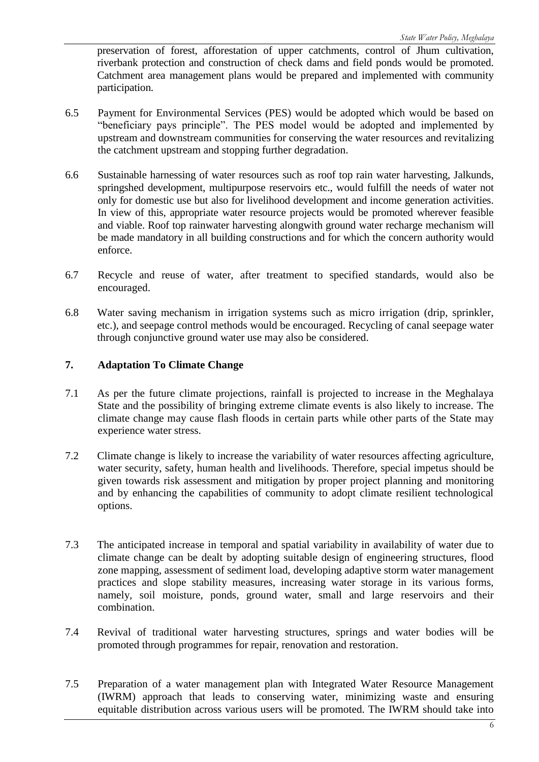preservation of forest, afforestation of upper catchments, control of Jhum cultivation, riverbank protection and construction of check dams and field ponds would be promoted. Catchment area management plans would be prepared and implemented with community participation.

6.5 Payment for Environmental Services (PES) would be adopted which would be based on "beneficiary pays principle". The PES model would be adopted and implemented by upstream and downstream communities for conserving the water resources and revitalizing the catchment upstream and stopping further degradation.

6.6 Sustainable harnessing of water resources such as roof top rain water harvesting, Jalkunds, springshed development, multipurpose reservoirs etc., would fulfill the needs of water not only for domestic use but also for livelihood development and income generation activities. In view of this, appropriate water resource projects would be promoted wherever feasible and viable. Roof top rainwater harvesting alongwith ground water recharge mechanism will be made mandatory in all building constructions and for which the concern authority would enforce.

6.7 Recycle and reuse of water, after treatment to specified standards, would also be encouraged.

6.8 Water saving mechanism in irrigation systems such as micro irrigation (drip, sprinkler, etc.), and seepage control methods would be encouraged. Recycling of canal seepage water through conjunctive ground water use may also be considered.

## 7. Adaptation To Climate Change

7.1 As per the future climate projections, rainfall is projected to increase in the Meghalaya State and the possibility of bringing extreme climate events is also likely to increase. The climate change may cause flash floods in certain parts while other parts of the State may experience water stress.

7.2 Climate change is likely to increase the variability of water resources affecting agriculture, water security, safety, human health and livelihoods. Therefore, special impetus should be given towards risk assessment and mitigation by proper project planning and monitoring and by enhancing the capabilities of community to adopt climate resilient technological options.

7.3 The anticipated increase in temporal and spatial variability in availability of water due to climate change can be dealt by adopting suitable design of engineering structures, flood zone mapping, assessment of sediment load, developing adaptive storm water management practices and slope stability measures, increasing water storage in its various forms, namely, soil moisture, ponds, ground water, small and large reservoirs and their combination.

7.4 Revival of traditional water harvesting structures, springs and water bodies will be promoted through programmes for repair, renovation and restoration.

7.5 Preparation of a water management plan with Integrated Water Resource Management (IWRM) approach that leads to conserving water, minimizing waste and ensuring equitable distribution across various users will be promoted. The IWRM should take into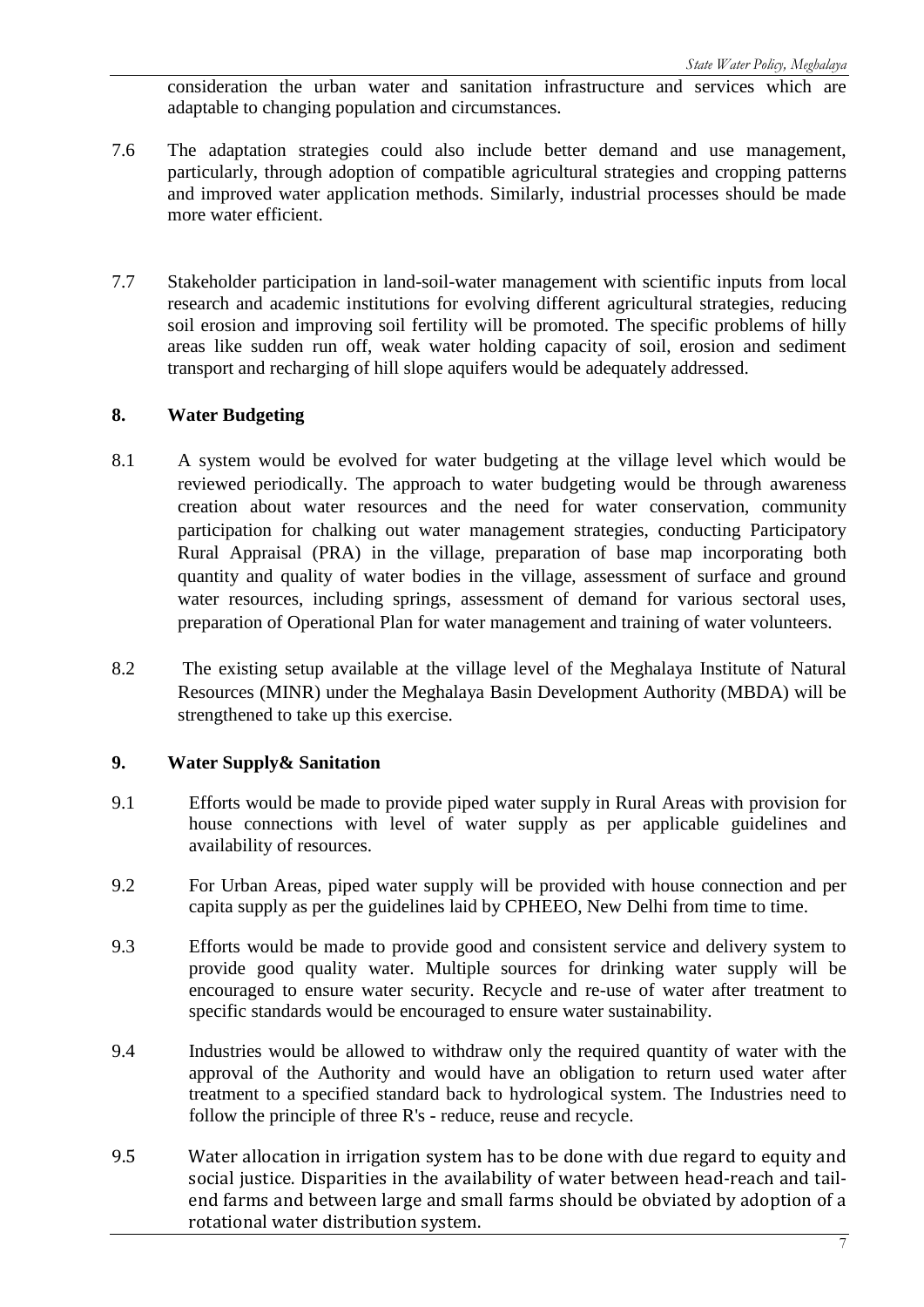consideration the urban water and sanitation infrastructure and services which are adaptable to changing population and circumstances.

7.6 The adaptation strategies could also include better demand and use management, particularly, through adoption of compatible agricultural strategies and cropping patterns and improved water application methods. Similarly, industrial processes should be made more water efficient.

7.7 Stakeholder participation in land-soil-water management with scientific inputs from local research and academic institutions for evolving different agricultural strategies, reducing soil erosion and improving soil fertility will be promoted. The specific problems of hilly areas like sudden run off, weak water holding capacity of soil, erosion and sediment transport and recharging of hill slope aquifers would be adequately addressed.

## 8. Water Budgeting

8.1 A system would be evolved for water budgeting at the village level which would be reviewed periodically. The approach to water budgeting would be through awareness creation about water resources and the need for water conservation, community participation for chalking out water management strategies, conducting Participatory Rural Appraisal (PRA) in the village, preparation of base map incorporating both quantity and quality of water bodies in the village, assessment of surface and ground water resources, including springs, assessment of demand for various sectoral uses, preparation of Operational Plan for water management and training of water volunteers.

8.2 The existing setup available at the village level of the Meghalaya Institute of Natural Resources (MINR) under the Meghalaya Basin Development Authority (MBDA) will be strengthened to take up this exercise.

## 9. Water Supply& Sanitation

9.1 Efforts would be made to provide piped water supply in Rural Areas with provision for house connections with level of water supply as per applicable guidelines and availability of resources.

9.2 For Urban Areas, piped water supply will be provided with house connection and per capita supply as per the guidelines laid by CPHEEO, New Delhi from time to time.

9.3 Efforts would be made to provide good and consistent service and delivery system to provide good quality water. Multiple sources for drinking water supply will be encouraged to ensure water security. Recycle and re-use of water after treatment to specific standards would be encouraged to ensure water sustainability.

9.4 Industries would be allowed to withdraw only the required quantity of water with the approval of the Authority and would have an obligation to return used water after treatment to a specified standard back to hydrological system. The Industries need to follow the principle of three R's - reduce, reuse and recycle.

9.5 Water allocation in irrigation system has to be done with due regard to equity and social justice. Disparities in the availability of water between head-reach and tail-end farms and between large and small farms should be obviated by adoption of a rotational water distribution system.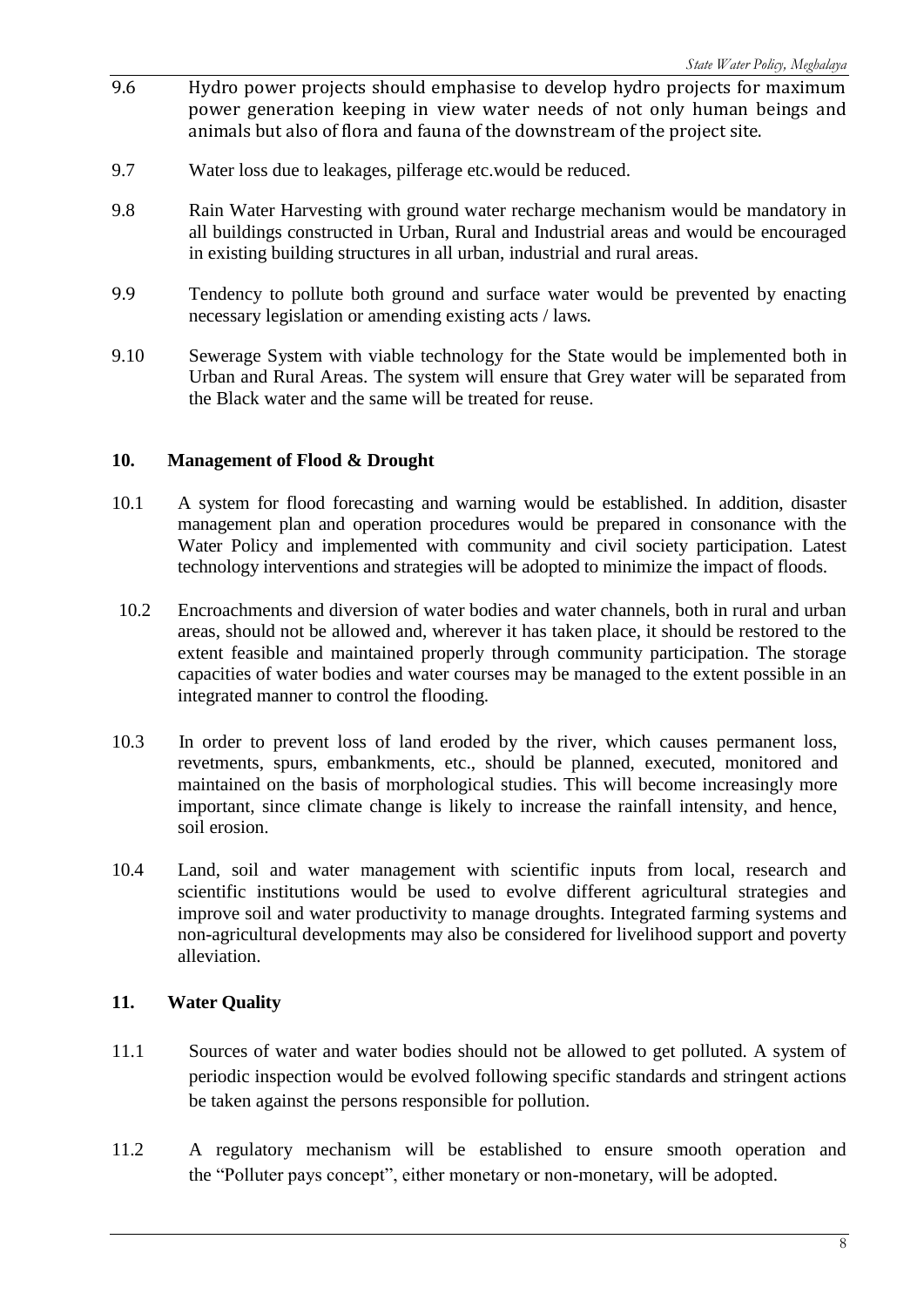9.6 Hydro power projects should emphasise to develop hydro projects for maximum power generation keeping in view water needs of not only human beings and animals but also of flora and fauna of the downstream of the project site.

9.7 Water loss due to leakages, pilferage etc.would be reduced.

9.8 Rain Water Harvesting with ground water recharge mechanism would be mandatory in all buildings constructed in Urban, Rural and Industrial areas and would be encouraged in existing building structures in all urban, industrial and rural areas.

9.9 Tendency to pollute both ground and surface water would be prevented by enacting necessary legislation or amending existing acts / laws.

9.10 Sewerage System with viable technology for the State would be implemented both in Urban and Rural Areas. The system will ensure that Grey water will be separated from the Black water and the same will be treated for reuse.

## 10. Management of Flood & Drought

10.1 A system for flood forecasting and warning would be established. In addition, disaster management plan and operation procedures would be prepared in consonance with the Water Policy and implemented with community and civil society participation. Latest technology interventions and strategies will be adopted to minimize the impact of floods.

10.2 Encroachments and diversion of water bodies and water channels, both in rural and urban areas, should not be allowed and, wherever it has taken place, it should be restored to the extent feasible and maintained properly through community participation. The storage capacities of water bodies and water courses may be managed to the extent possible in an integrated manner to control the flooding.

10.3 In order to prevent loss of land eroded by the river, which causes permanent loss, revetments, spurs, embankments, etc., should be planned, executed, monitored and maintained on the basis of morphological studies. This will become increasingly more important, since climate change is likely to increase the rainfall intensity, and hence, soil erosion.

10.4 Land, soil and water management with scientific inputs from local, research and scientific institutions would be used to evolve different agricultural strategies and improve soil and water productivity to manage droughts. Integrated farming systems and non-agricultural developments may also be considered for livelihood support and poverty alleviation.

## 11. Water Quality

11.1 Sources of water and water bodies should not be allowed to get polluted. A system of periodic inspection would be evolved following specific standards and stringent actions be taken against the persons responsible for pollution.

11.2 A regulatory mechanism will be established to ensure smooth operation and the "Polluter pays concept", either monetary or non-monetary, will be adopted.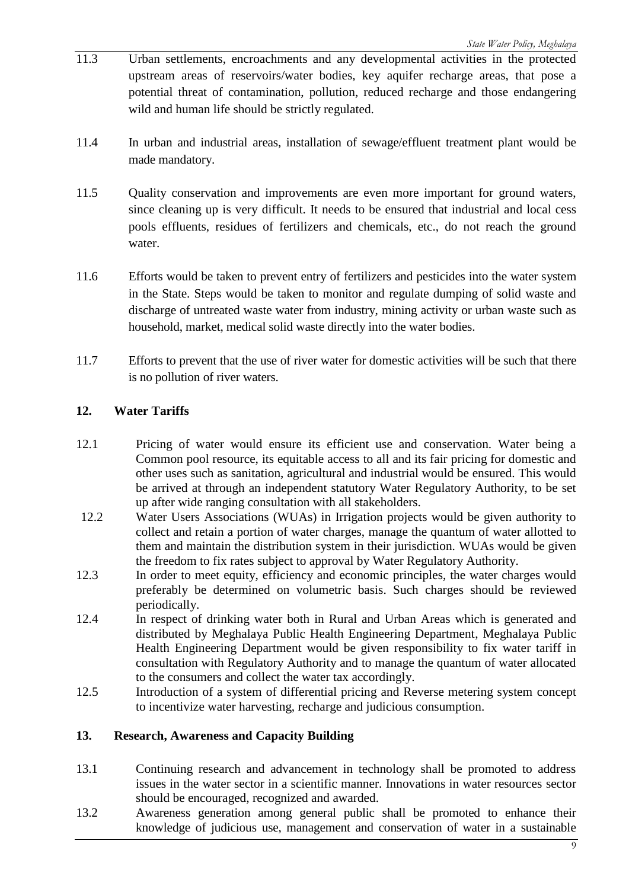11.3 Urban settlements, encroachments and any developmental activities in the protected upstream areas of reservoirs/water bodies, key aquifer recharge areas, that pose a potential threat of contamination, pollution, reduced recharge and those endangering wild and human life should be strictly regulated.

11.4 In urban and industrial areas, installation of sewage/effluent treatment plant would be made mandatory.

11.5 Quality conservation and improvements are even more important for ground waters, since cleaning up is very difficult. It needs to be ensured that industrial and local cess pools effluents, residues of fertilizers and chemicals, etc., do not reach the ground water.

11.6 Efforts would be taken to prevent entry of fertilizers and pesticides into the water system in the State. Steps would be taken to monitor and regulate dumping of solid waste and discharge of untreated waste water from industry, mining activity or urban waste such as household, market, medical solid waste directly into the water bodies.

11.7 Efforts to prevent that the use of river water for domestic activities will be such that there is no pollution of river waters.

## 12. Water Tariffs

12.1 Pricing of water would ensure its efficient use and conservation. Water being a Common pool resource, its equitable access to all and its fair pricing for domestic and other uses such as sanitation, agricultural and industrial would be ensured. This would be arrived at through an independent statutory Water Regulatory Authority, to be set up after wide ranging consultation with all stakeholders.

12.2 Water Users Associations (WUAs) in Irrigation projects would be given authority to collect and retain a portion of water charges, manage the quantum of water allotted to them and maintain the distribution system in their jurisdiction. WUAs would be given the freedom to fix rates subject to approval by Water Regulatory Authority.

12.3 In order to meet equity, efficiency and economic principles, the water charges would preferably be determined on volumetric basis. Such charges should be reviewed periodically.

12.4 In respect of drinking water both in Rural and Urban Areas which is generated and distributed by Meghalaya Public Health Engineering Department, Meghalaya Public Health Engineering Department would be given responsibility to fix water tariff in consultation with Regulatory Authority and to manage the quantum of water allocated to the consumers and collect the water tax accordingly.

12.5 Introduction of a system of differential pricing and Reverse metering system concept to incentivize water harvesting, recharge and judicious consumption.

## 13. Research, Awareness and Capacity Building

13.1 Continuing research and advancement in technology shall be promoted to address issues in the water sector in a scientific manner. Innovations in water resources sector should be encouraged, recognized and awarded.

13.2 Awareness generation among general public shall be promoted to enhance their knowledge of judicious use, management and conservation of water in a sustainable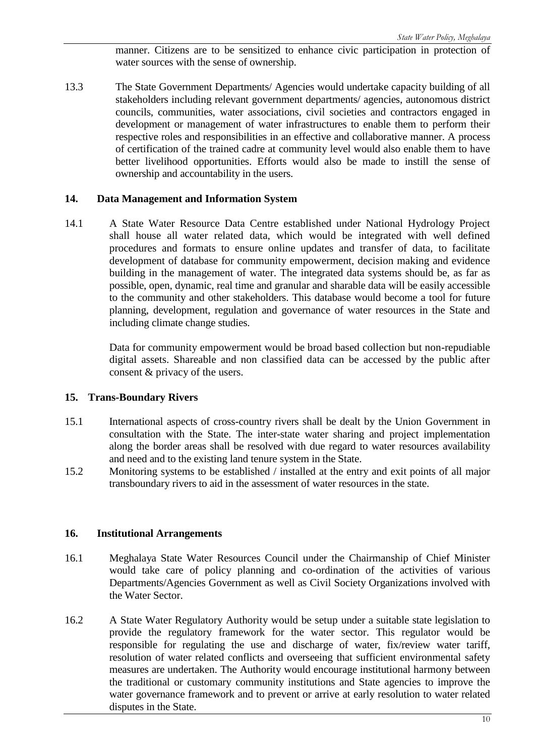manner. Citizens are to be sensitized to enhance civic participation in protection of water sources with the sense of ownership.

13.3 The State Government Departments/ Agencies would undertake capacity building of all stakeholders including relevant government departments/ agencies, autonomous district councils, communities, water associations, civil societies and contractors engaged in development or management of water infrastructures to enable them to perform their respective roles and responsibilities in an effective and collaborative manner. A process of certification of the trained cadre at community level would also enable them to have better livelihood opportunities. Efforts would also be made to instill the sense of ownership and accountability in the users.

## 14. Data Management and Information System

14.1 A State Water Resource Data Centre established under National Hydrology Project shall house all water related data, which would be integrated with well defined procedures and formats to ensure online updates and transfer of data, to facilitate development of database for community empowerment, decision making and evidence building in the management of water. The integrated data systems should be, as far as possible, open, dynamic, real time and granular and sharable data will be easily accessible to the community and other stakeholders. This database would become a tool for future planning, development, regulation and governance of water resources in the State and including climate change studies.

Data for community empowerment would be broad based collection but non-repudiable digital assets. Shareable and non classified data can be accessed by the public after consent & privacy of the users.

## 15. Trans-Boundary Rivers

15.1 International aspects of cross-country rivers shall be dealt by the Union Government in consultation with the State. The inter-state water sharing and project implementation along the border areas shall be resolved with due regard to water resources availability and need and to the existing land tenure system in the State.

15.2 Monitoring systems to be established / installed at the entry and exit points of all major transboundary rivers to aid in the assessment of water resources in the state.

## 16. Institutional Arrangements

16.1 Meghalaya State Water Resources Council under the Chairmanship of Chief Minister would take care of policy planning and co-ordination of the activities of various Departments/Agencies Government as well as Civil Society Organizations involved with the Water Sector.

16.2 A State Water Regulatory Authority would be setup under a suitable state legislation to provide the regulatory framework for the water sector. This regulator would be responsible for regulating the use and discharge of water, fix/review water tariff, resolution of water related conflicts and overseeing that sufficient environmental safety measures are undertaken. The Authority would encourage institutional harmony between the traditional or customary community institutions and State agencies to improve the water governance framework and to prevent or arrive at early resolution to water related disputes in the State.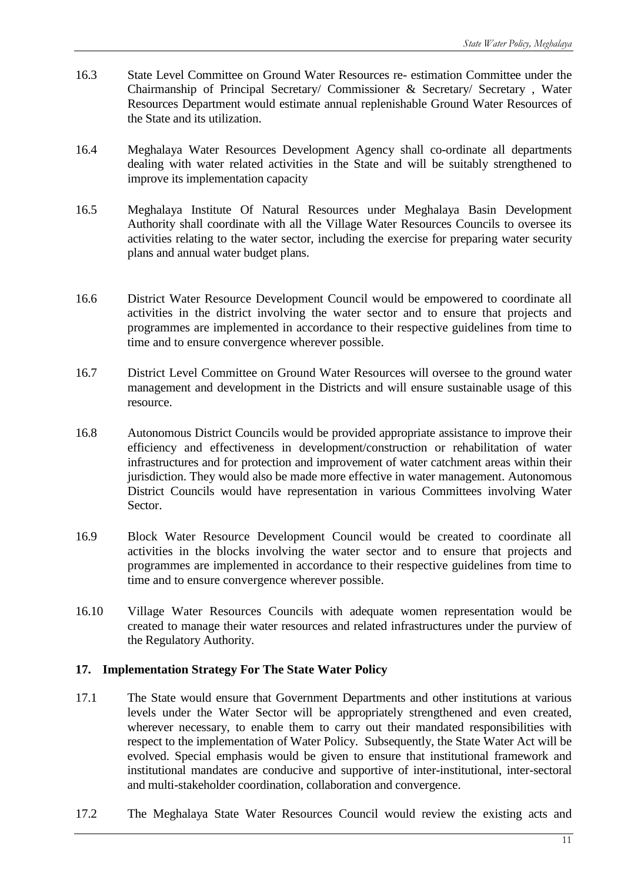16.3 State Level Committee on Ground Water Resources re- estimation Committee under the Chairmanship of Principal Secretary/ Commissioner & Secretary/ Secretary , Water Resources Department would estimate annual replenishable Ground Water Resources of the State and its utilization.

16.4 Meghalaya Water Resources Development Agency shall co-ordinate all departments dealing with water related activities in the State and will be suitably strengthened to improve its implementation capacity

16.5 Meghalaya Institute Of Natural Resources under Meghalaya Basin Development Authority shall coordinate with all the Village Water Resources Councils to oversee its activities relating to the water sector, including the exercise for preparing water security plans and annual water budget plans.

16.6 District Water Resource Development Council would be empowered to coordinate all activities in the district involving the water sector and to ensure that projects and programmes are implemented in accordance to their respective guidelines from time to time and to ensure convergence wherever possible.

16.7 District Level Committee on Ground Water Resources will oversee to the ground water management and development in the Districts and will ensure sustainable usage of this resource.

16.8 Autonomous District Councils would be provided appropriate assistance to improve their efficiency and effectiveness in development/construction or rehabilitation of water infrastructures and for protection and improvement of water catchment areas within their jurisdiction. They would also be made more effective in water management. Autonomous District Councils would have representation in various Committees involving Water Sector.

16.9 Block Water Resource Development Council would be created to coordinate all activities in the blocks involving the water sector and to ensure that projects and programmes are implemented in accordance to their respective guidelines from time to time and to ensure convergence wherever possible.

16.10 Village Water Resources Councils with adequate women representation would be created to manage their water resources and related infrastructures under the purview of the Regulatory Authority.

## 17. Implementation Strategy For The State Water Policy

17.1 The State would ensure that Government Departments and other institutions at various levels under the Water Sector will be appropriately strengthened and even created, wherever necessary, to enable them to carry out their mandated responsibilities with respect to the implementation of Water Policy. Subsequently, the State Water Act will be evolved. Special emphasis would be given to ensure that institutional framework and institutional mandates are conducive and supportive of inter-institutional, inter-sectoral and multi-stakeholder coordination, collaboration and convergence.

17.2 The Meghalaya State Water Resources Council would review the existing acts and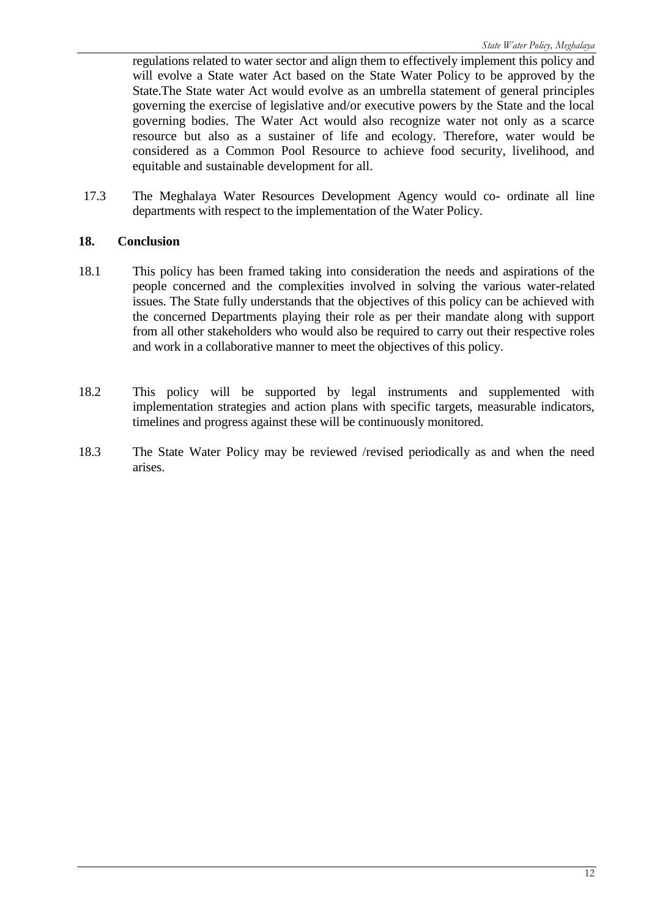regulations related to water sector and align them to effectively implement this policy and will evolve a State water Act based on the State Water Policy to be approved by the State.The State water Act would evolve as an umbrella statement of general principles governing the exercise of legislative and/or executive powers by the State and the local governing bodies. The Water Act would also recognize water not only as a scarce resource but also as a sustainer of life and ecology. Therefore, water would be considered as a Common Pool Resource to achieve food security, livelihood, and equitable and sustainable development for all.

17.3 The Meghalaya Water Resources Development Agency would co- ordinate all line departments with respect to the implementation of the Water Policy.

## 18. Conclusion

18.1 This policy has been framed taking into consideration the needs and aspirations of the people concerned and the complexities involved in solving the various water-related issues. The State fully understands that the objectives of this policy can be achieved with the concerned Departments playing their role as per their mandate along with support from all other stakeholders who would also be required to carry out their respective roles and work in a collaborative manner to meet the objectives of this policy.

18.2 This policy will be supported by legal instruments and supplemented with implementation strategies and action plans with specific targets, measurable indicators, timelines and progress against these will be continuously monitored.

18.3 The State Water Policy may be reviewed /revised periodically as and when the need arises.